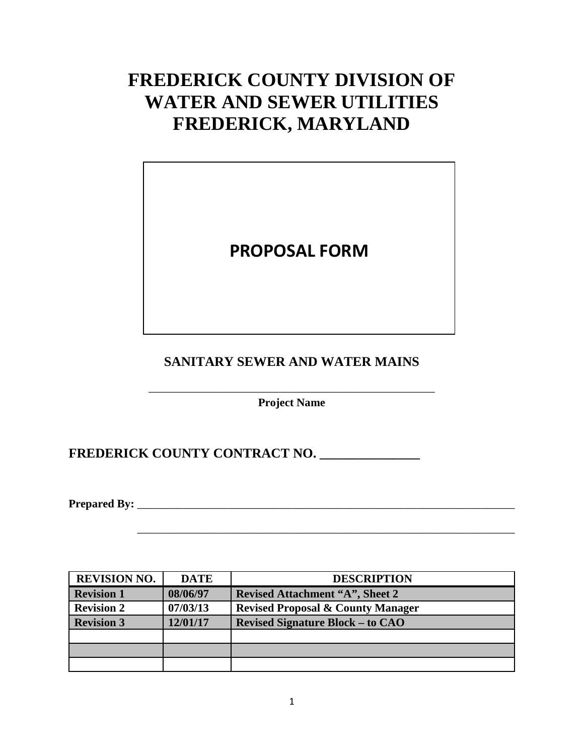# FREDERICK COUNTY DIVISION OF WATER AND SEWER UTILITIES FREDERICK, MARYLAND

## PROPOSAL FORM

### SANITARY SEWER AND WATER MAINS

\_\_\_\_\_\_\_\_\_\_\_\_\_\_\_\_\_\_\_\_\_\_\_\_\_\_\_\_\_\_\_\_\_\_\_\_\_\_\_\_\_\_\_\_\_\_\_\_\_\_

**Project Name**

**FREDERICK COUNTY CONTRACT NO. \_\_\_\_\_\_\_\_\_\_\_\_\_\_\_\_**

**Prepared By:** \_\_\_\_\_\_\_\_\_\_\_\_\_\_\_\_\_\_\_\_\_\_\_\_\_\_\_\_\_\_\_\_\_\_\_\_\_\_\_\_\_\_\_\_\_\_\_\_\_\_\_\_\_\_\_\_\_\_\_\_\_\_\_\_\_\_

\_\_\_\_\_\_\_\_\_\_\_\_\_\_\_\_\_\_\_\_\_\_\_\_\_\_\_\_\_\_\_\_\_\_\_\_\_\_\_\_\_\_\_\_\_\_\_\_\_\_\_\_\_\_\_\_\_\_\_\_\_\_\_\_\_\_

| REVISION NO. | DATE | DESCRIPTION |
|---|---|---|
| **Revision 1** | **08/06/97** | **Revised Attachment "A", Sheet 2** |
| **Revision 2** | **07/03/13** | **Revised Proposal & County Manager** |
| **Revision 3** | **12/01/17** | **Revised Signature Block – to CAO** |
| | | |
| | | |
| | | |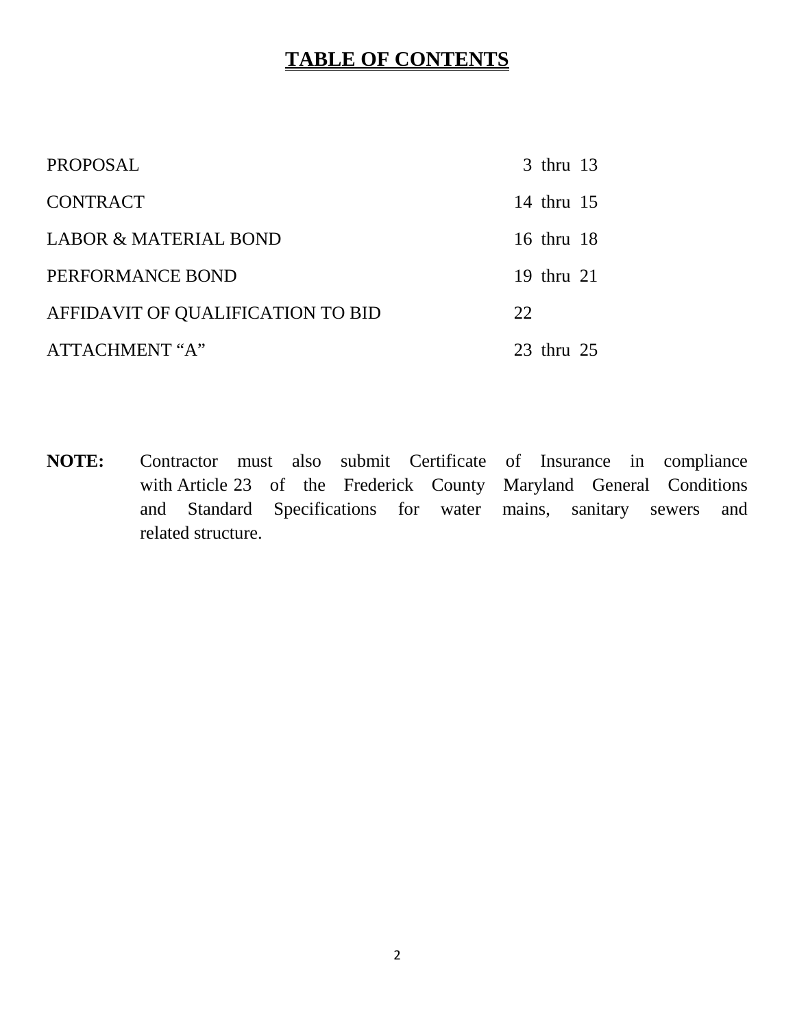# TABLE OF CONTENTS

| | |
|---|---|
| PROPOSAL | 3 thru 13 |
| CONTRACT | 14 thru 15 |
| LABOR & MATERIAL BOND | 16 thru 18 |
| PERFORMANCE BOND | 19 thru 21 |
| AFFIDAVIT OF QUALIFICATION TO BID | 22 |
| ATTACHMENT "A" | 23 thru 25 |

**NOTE:** Contractor must also submit Certificate of Insurance in compliance with Article 23 of the Frederick County Maryland General Conditions and Standard Specifications for water mains, sanitary sewers and related structure.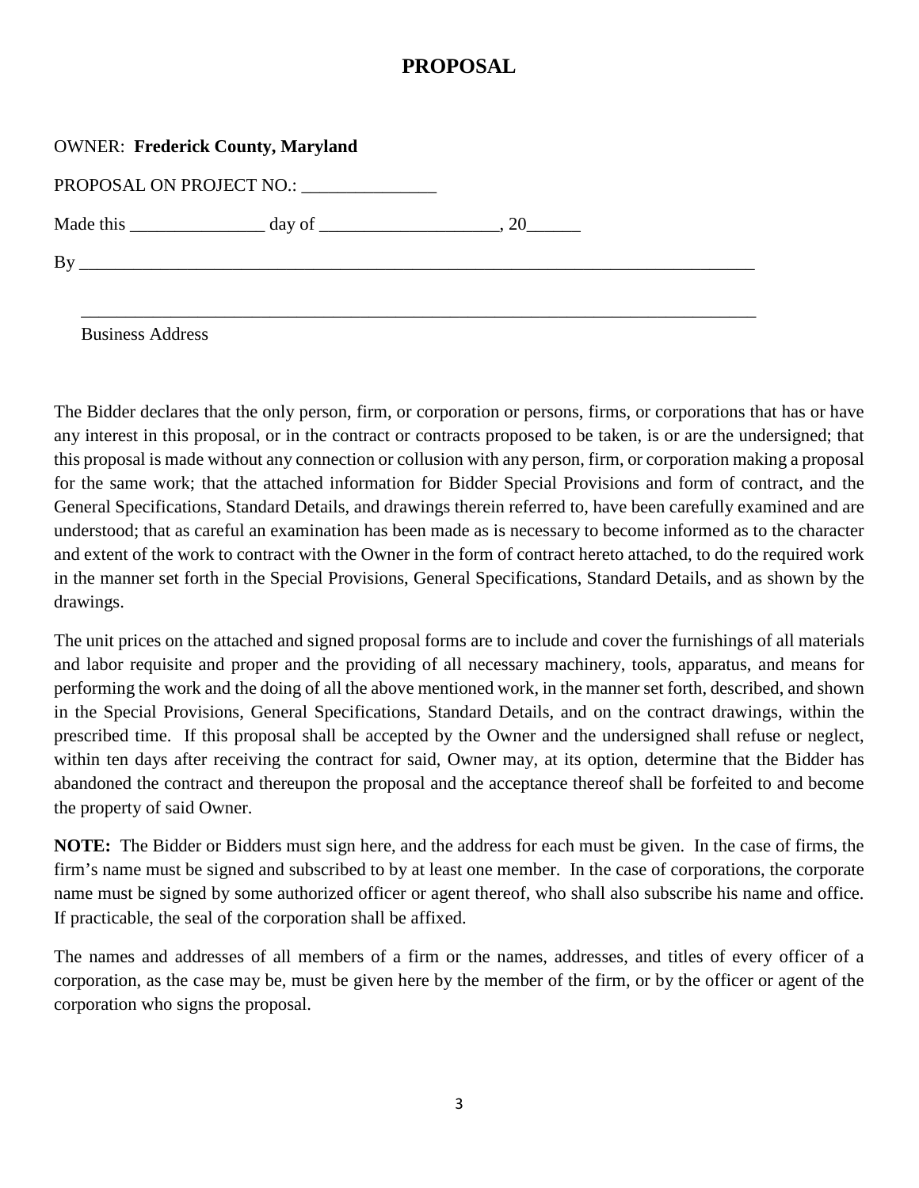# PROPOSAL

OWNER: **Frederick County, Maryland**

PROPOSAL ON PROJECT NO.: _______________

Made this _______________ day of ___________________, 20______

By ______________________________________________________________________________

______________________________________________________________________________
Business Address

The Bidder declares that the only person, firm, or corporation or persons, firms, or corporations that has or have any interest in this proposal, or in the contract or contracts proposed to be taken, is or are the undersigned; that this proposal is made without any connection or collusion with any person, firm, or corporation making a proposal for the same work; that the attached information for Bidder Special Provisions and form of contract, and the General Specifications, Standard Details, and drawings therein referred to, have been carefully examined and are understood; that as careful an examination has been made as is necessary to become informed as to the character and extent of the work to contract with the Owner in the form of contract hereto attached, to do the required work in the manner set forth in the Special Provisions, General Specifications, Standard Details, and as shown by the drawings.

The unit prices on the attached and signed proposal forms are to include and cover the furnishings of all materials and labor requisite and proper and the providing of all necessary machinery, tools, apparatus, and means for performing the work and the doing of all the above mentioned work, in the manner set forth, described, and shown in the Special Provisions, General Specifications, Standard Details, and on the contract drawings, within the prescribed time. If this proposal shall be accepted by the Owner and the undersigned shall refuse or neglect, within ten days after receiving the contract for said, Owner may, at its option, determine that the Bidder has abandoned the contract and thereupon the proposal and the acceptance thereof shall be forfeited to and become the property of said Owner.

**NOTE:** The Bidder or Bidders must sign here, and the address for each must be given. In the case of firms, the firm's name must be signed and subscribed to by at least one member. In the case of corporations, the corporate name must be signed by some authorized officer or agent thereof, who shall also subscribe his name and office. If practicable, the seal of the corporation shall be affixed.

The names and addresses of all members of a firm or the names, addresses, and titles of every officer of a corporation, as the case may be, must be given here by the member of the firm, or by the officer or agent of the corporation who signs the proposal.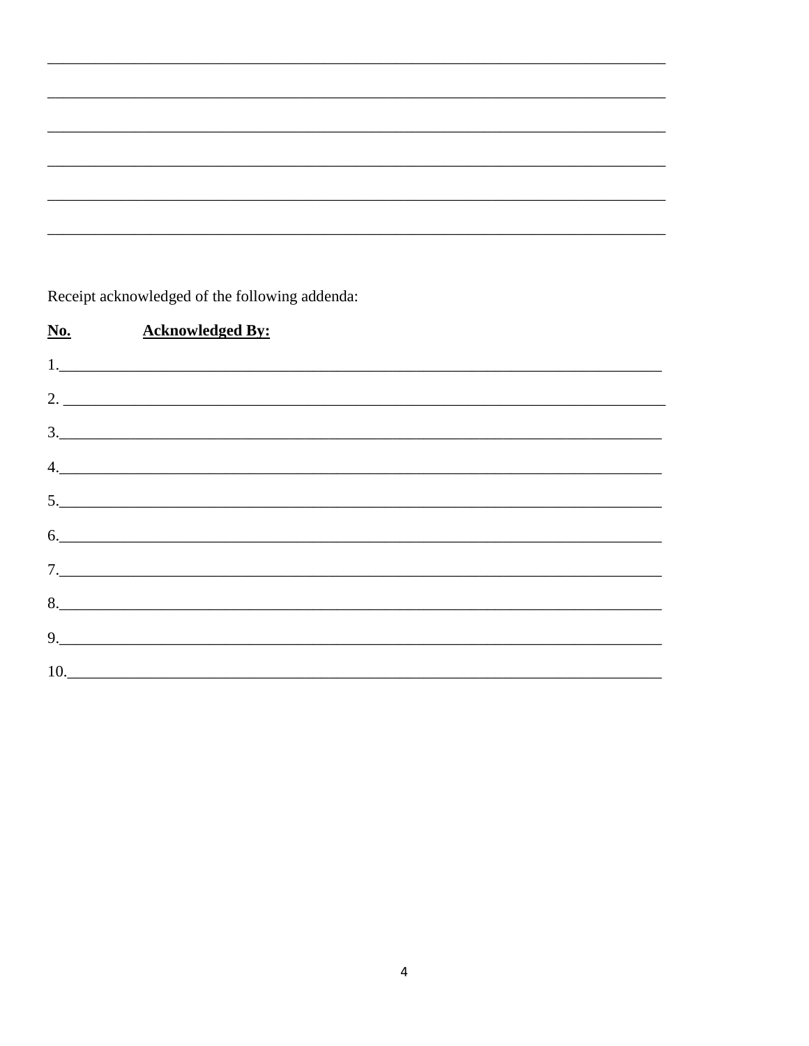______________________________________________________________________________

______________________________________________________________________________

______________________________________________________________________________

______________________________________________________________________________

______________________________________________________________________________

______________________________________________________________________________

Receipt acknowledged of the following addenda:

**No.** **Acknowledged By:**

1.____________________________________________________________________________

2. ____________________________________________________________________________

3.____________________________________________________________________________

4.____________________________________________________________________________

5.____________________________________________________________________________

6.____________________________________________________________________________

7.____________________________________________________________________________

8.____________________________________________________________________________

9.____________________________________________________________________________

10.___________________________________________________________________________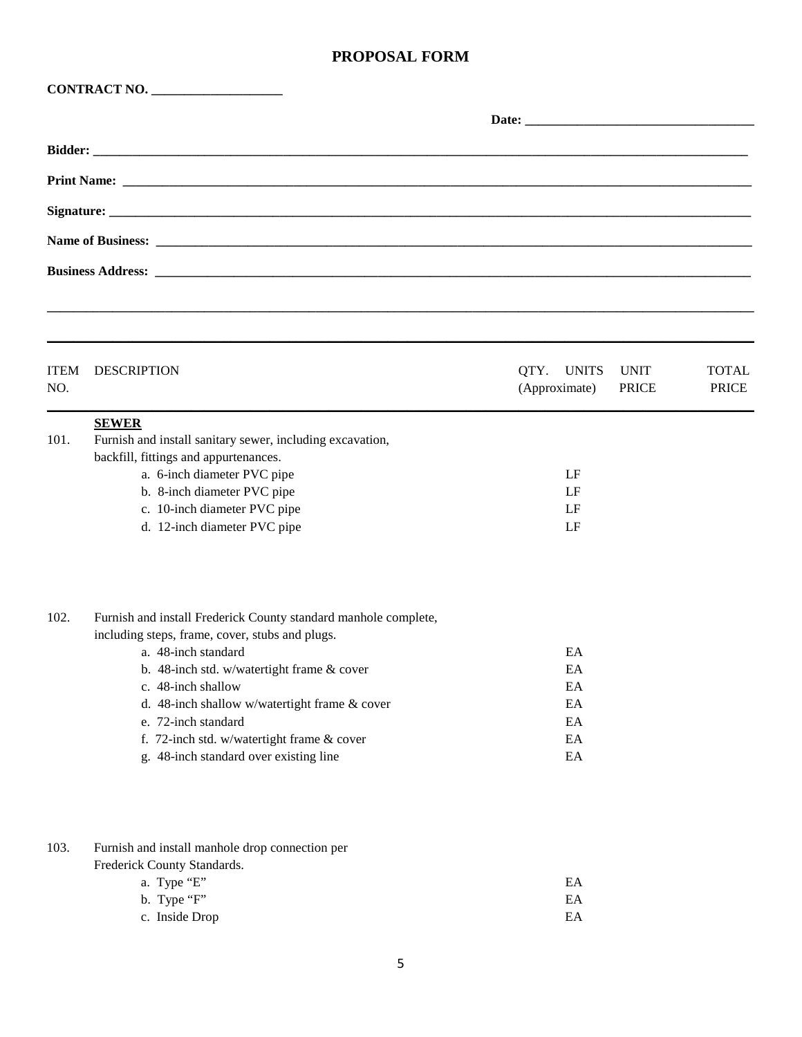# PROPOSAL FORM

**CONTRACT NO. ____________________**

**Date: ___________________________________**

**Bidder: _______________________________________________________________________________________________**

**Print Name: ___________________________________________________________________________________________**

**Signature: ____________________________________________________________________________________________**

**Name of Business: _____________________________________________________________________________________**

**Business Address: ______________________________________________________________________________________**

_________________________________________________________________________________________________________

| ITEM NO. | DESCRIPTION | QTY. UNITS (Approximate) | UNIT PRICE | TOTAL PRICE |
|---|---|---|---|---|
| | **SEWER** | | | |
| 101. | Furnish and install sanitary sewer, including excavation, backfill, fittings and appurtenances. | | | |
| | a. 6-inch diameter PVC pipe | LF | | |
| | b. 8-inch diameter PVC pipe | LF | | |
| | c. 10-inch diameter PVC pipe | LF | | |
| | d. 12-inch diameter PVC pipe | LF | | |
| 102. | Furnish and install Frederick County standard manhole complete, including steps, frame, cover, stubs and plugs. | | | |
| | a. 48-inch standard | EA | | |
| | b. 48-inch std. w/watertight frame & cover | EA | | |
| | c. 48-inch shallow | EA | | |
| | d. 48-inch shallow w/watertight frame & cover | EA | | |
| | e. 72-inch standard | EA | | |
| | f. 72-inch std. w/watertight frame & cover | EA | | |
| | g. 48-inch standard over existing line | EA | | |
| 103. | Furnish and install manhole drop connection per Frederick County Standards. | | | |
| | a. Type "E" | EA | | |
| | b. Type "F" | EA | | |
| | c. Inside Drop | EA | | |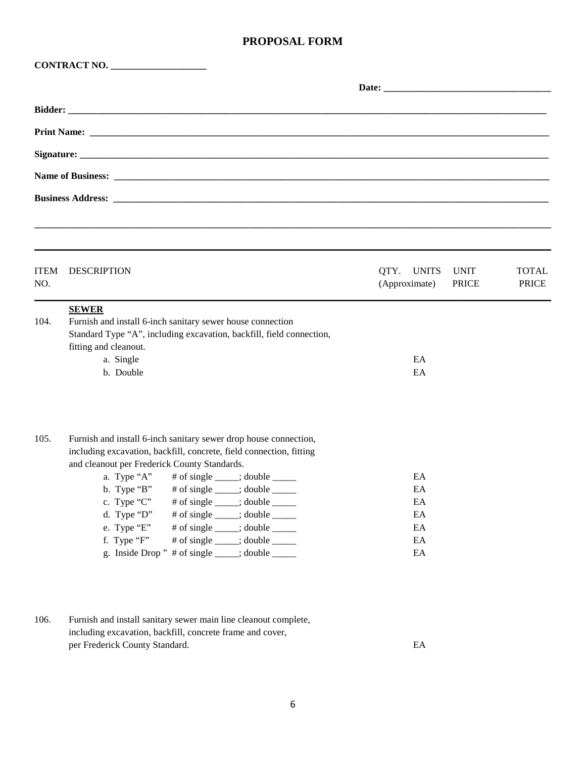# PROPOSAL FORM

**CONTRACT NO. ____________________**

**Date: ___________________________________**

**Bidder: ____________________________________________________________________________________________________**

**Print Name: ________________________________________________________________________________________________**

**Signature: _________________________________________________________________________________________________**

**Name of Business: ___________________________________________________________________________________________**

**Business Address: ___________________________________________________________________________________________**

______________________________________________________________________________________________________________

| ITEM NO. | DESCRIPTION | QTY. UNITS (Approximate) | UNIT PRICE | TOTAL PRICE |
|---|---|---|---|---|
| | **SEWER** | | | |
| 104. | Furnish and install 6-inch sanitary sewer house connection Standard Type "A", including excavation, backfill, field connection, fitting and cleanout. | | | |
| | a. Single | EA | | |
| | b. Double | EA | | |
| 105. | Furnish and install 6-inch sanitary sewer drop house connection, including excavation, backfill, concrete, field connection, fitting and cleanout per Frederick County Standards. | | | |
| | a. Type "A" # of single _____; double _____ | EA | | |
| | b. Type "B" # of single _____; double _____ | EA | | |
| | c. Type "C" # of single _____; double _____ | EA | | |
| | d. Type "D" # of single _____; double _____ | EA | | |
| | e. Type "E" # of single _____; double _____ | EA | | |
| | f. Type "F" # of single _____; double _____ | EA | | |
| | g. Inside Drop " # of single _____; double _____ | EA | | |
| 106. | Furnish and install sanitary sewer main line cleanout complete, including excavation, backfill, concrete frame and cover, per Frederick County Standard. | EA | | |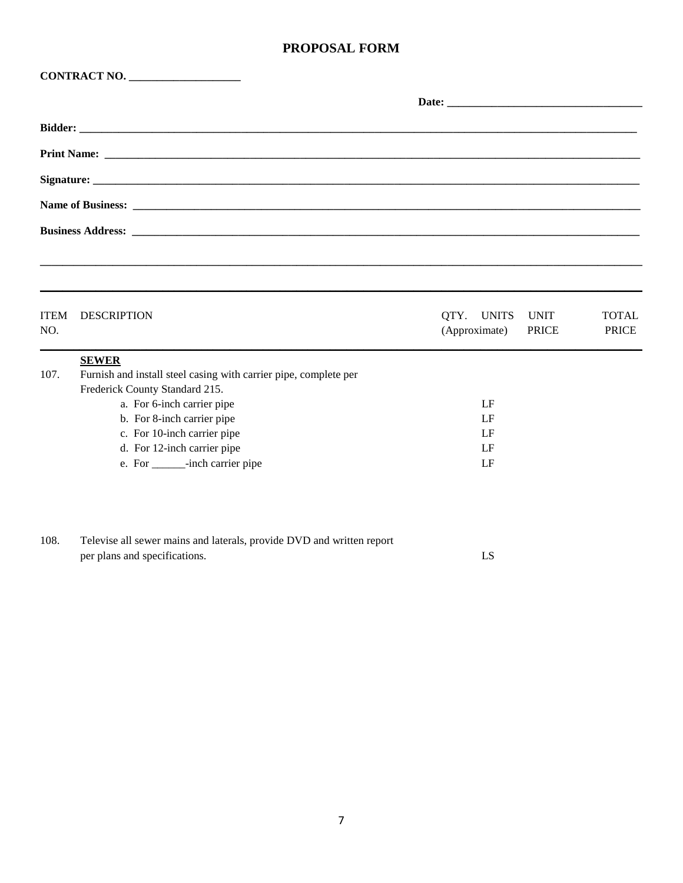# PROPOSAL FORM

**CONTRACT NO. ____________________**

**Date: ___________________________________**

**Bidder: ________________________________________________________________________________________________**

**Print Name: _____________________________________________________________________________________________**

**Signature: _______________________________________________________________________________________________**

**Name of Business: _______________________________________________________________________________________**

**Business Address: _______________________________________________________________________________________**

_______________________________________________________________________________________________________________

| ITEM NO. | DESCRIPTION | QTY. UNITS (Approximate) | UNIT PRICE | TOTAL PRICE |
|---|---|---|---|---|
| | **SEWER** | | | |
| 107. | Furnish and install steel casing with carrier pipe, complete per Frederick County Standard 215. | | | |
| | a. For 6-inch carrier pipe | LF | | |
| | b. For 8-inch carrier pipe | LF | | |
| | c. For 10-inch carrier pipe | LF | | |
| | d. For 12-inch carrier pipe | LF | | |
| | e. For ______-inch carrier pipe | LF | | |
| 108. | Televise all sewer mains and laterals, provide DVD and written report per plans and specifications. | LS | | |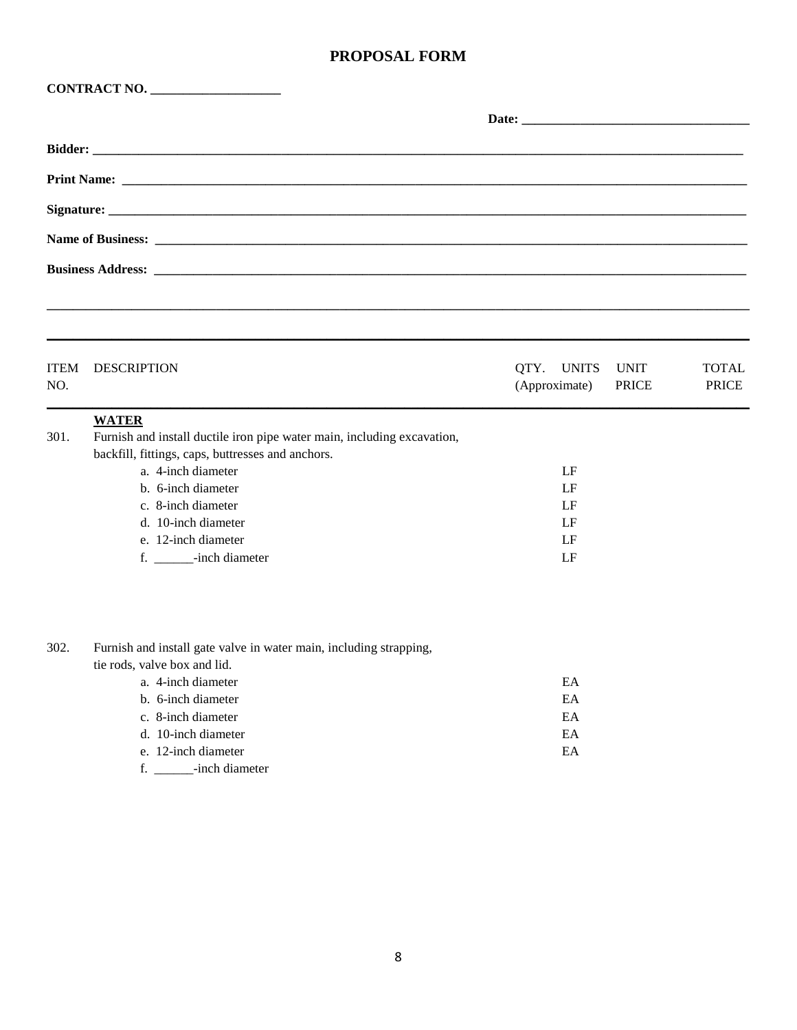# PROPOSAL FORM

**CONTRACT NO. ____________________**

**Date: ___________________________________**

**Bidder: ______________________________________________________________________________________________**

**Print Name: __________________________________________________________________________________________**

**Signature: ___________________________________________________________________________________________**

**Name of Business: ____________________________________________________________________________________**

**Business Address: ____________________________________________________________________________________**

______________________________________________________________________________________________________

| ITEM NO. | DESCRIPTION | QTY. (Approximate) | UNITS | UNIT PRICE | TOTAL PRICE |
|---|---|---|---|---|---|
| | **WATER** | | | | |
| 301. | Furnish and install ductile iron pipe water main, including excavation, backfill, fittings, caps, buttresses and anchors. | | | | |
| | a. 4-inch diameter | | LF | | |
| | b. 6-inch diameter | | LF | | |
| | c. 8-inch diameter | | LF | | |
| | d. 10-inch diameter | | LF | | |
| | e. 12-inch diameter | | LF | | |
| | f. ______-inch diameter | | LF | | |
| 302. | Furnish and install gate valve in water main, including strapping, tie rods, valve box and lid. | | | | |
| | a. 4-inch diameter | | EA | | |
| | b. 6-inch diameter | | EA | | |
| | c. 8-inch diameter | | EA | | |
| | d. 10-inch diameter | | EA | | |
| | e. 12-inch diameter | | EA | | |
| | f. ______-inch diameter | | | | |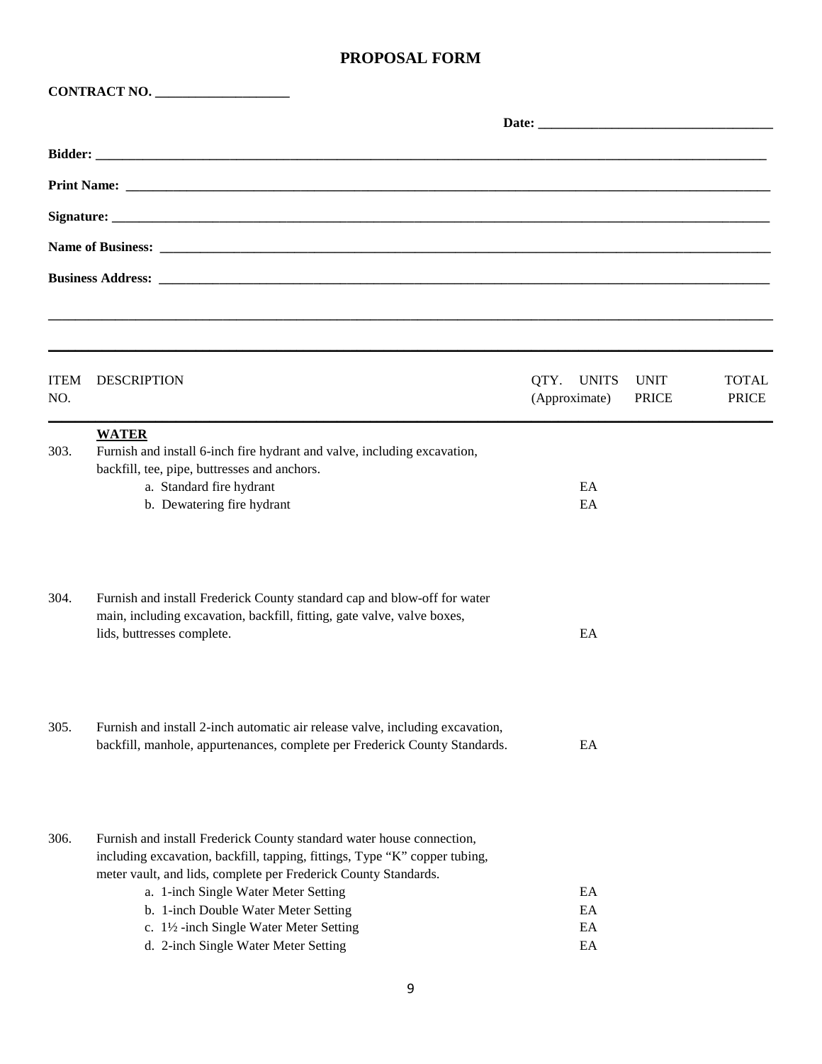# PROPOSAL FORM

**CONTRACT NO. ____________________**

**Date: ___________________________________**

**Bidder: ___________________________________________________________________________________________**

**Print Name: _______________________________________________________________________________________**

**Signature: ________________________________________________________________________________________**

**Name of Business: __________________________________________________________________________________**

**Business Address: __________________________________________________________________________________**

_____________________________________________________________________________________________________

| ITEM NO. | DESCRIPTION | QTY. (Approximate) | UNITS | UNIT PRICE | TOTAL PRICE |
|---|---|---|---|---|---|
| | **WATER** | | | | |
| 303. | Furnish and install 6-inch fire hydrant and valve, including excavation, backfill, tee, pipe, buttresses and anchors. | | | | |
| | a. Standard fire hydrant | | EA | | |
| | b. Dewatering fire hydrant | | EA | | |
| 304. | Furnish and install Frederick County standard cap and blow-off for water main, including excavation, backfill, fitting, gate valve, valve boxes, lids, buttresses complete. | | EA | | |
| 305. | Furnish and install 2-inch automatic air release valve, including excavation, backfill, manhole, appurtenances, complete per Frederick County Standards. | | EA | | |
| 306. | Furnish and install Frederick County standard water house connection, including excavation, backfill, tapping, fittings, Type "K" copper tubing, meter vault, and lids, complete per Frederick County Standards. | | | | |
| | a. 1-inch Single Water Meter Setting | | EA | | |
| | b. 1-inch Double Water Meter Setting | | EA | | |
| | c. 1½ -inch Single Water Meter Setting | | EA | | |
| | d. 2-inch Single Water Meter Setting | | EA | | |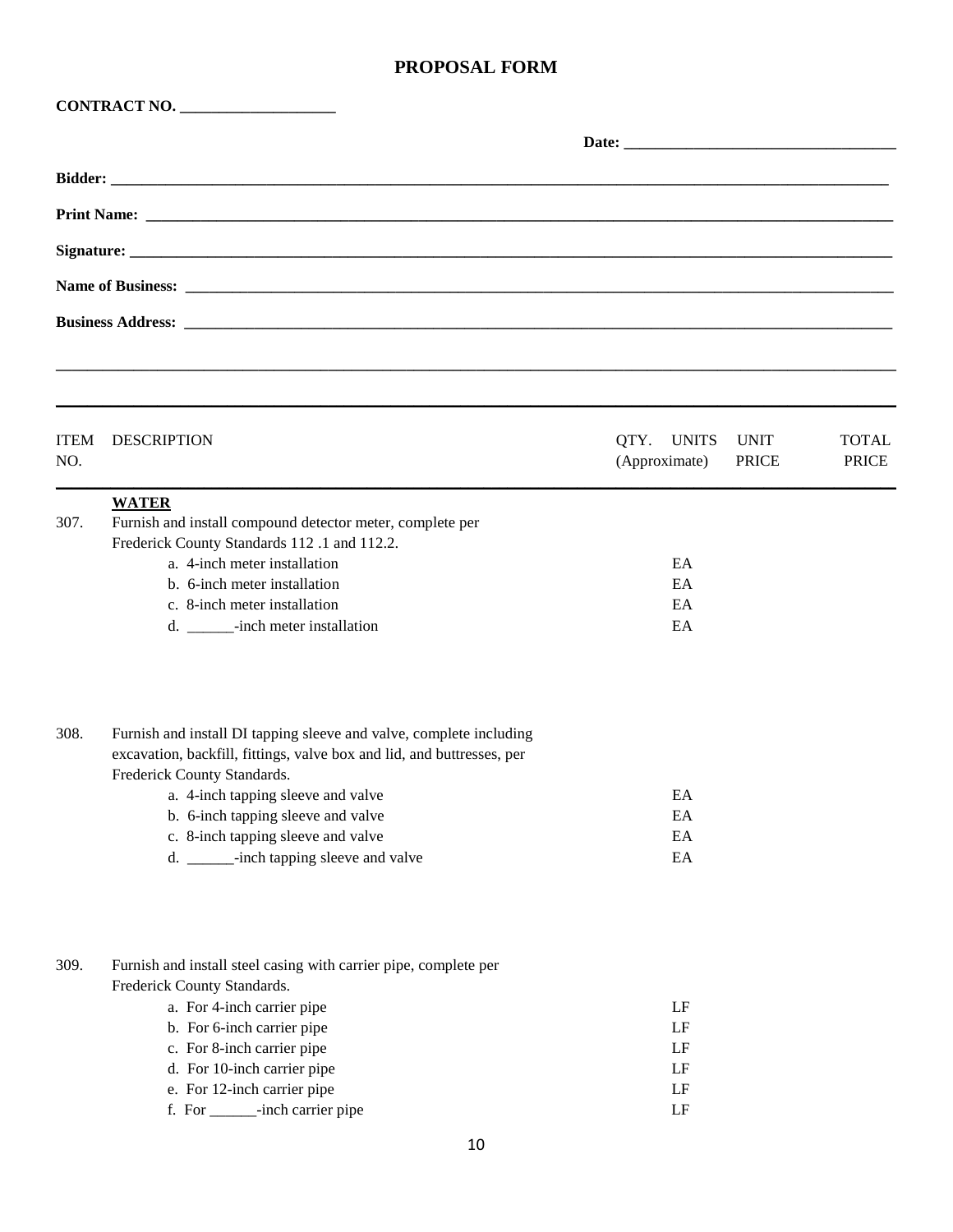# PROPOSAL FORM

**CONTRACT NO. ___________________**

**Date: ________________________________**

**Bidder: ________________________________________________________________________________________________**

**Print Name: ____________________________________________________________________________________________**

**Signature: ______________________________________________________________________________________________**

**Name of Business: _______________________________________________________________________________________**

**Business Address: _______________________________________________________________________________________**

_________________________________________________________________________________________________________

| ITEM NO. | DESCRIPTION | QTY. (Approximate) | UNITS | UNIT PRICE | TOTAL PRICE |
|---|---|---|---|---|---|
| | **WATER** | | | | |
| 307. | Furnish and install compound detector meter, complete per Frederick County Standards 112 .1 and 112.2. | | | | |
| | a. 4-inch meter installation | | EA | | |
| | b. 6-inch meter installation | | EA | | |
| | c. 8-inch meter installation | | EA | | |
| | d. ______-inch meter installation | | EA | | |
| 308. | Furnish and install DI tapping sleeve and valve, complete including excavation, backfill, fittings, valve box and lid, and buttresses, per Frederick County Standards. | | | | |
| | a. 4-inch tapping sleeve and valve | | EA | | |
| | b. 6-inch tapping sleeve and valve | | EA | | |
| | c. 8-inch tapping sleeve and valve | | EA | | |
| | d. ______-inch tapping sleeve and valve | | EA | | |
| 309. | Furnish and install steel casing with carrier pipe, complete per Frederick County Standards. | | | | |
| | a. For 4-inch carrier pipe | | LF | | |
| | b. For 6-inch carrier pipe | | LF | | |
| | c. For 8-inch carrier pipe | | LF | | |
| | d. For 10-inch carrier pipe | | LF | | |
| | e. For 12-inch carrier pipe | | LF | | |
| | f. For ______-inch carrier pipe | | LF | | |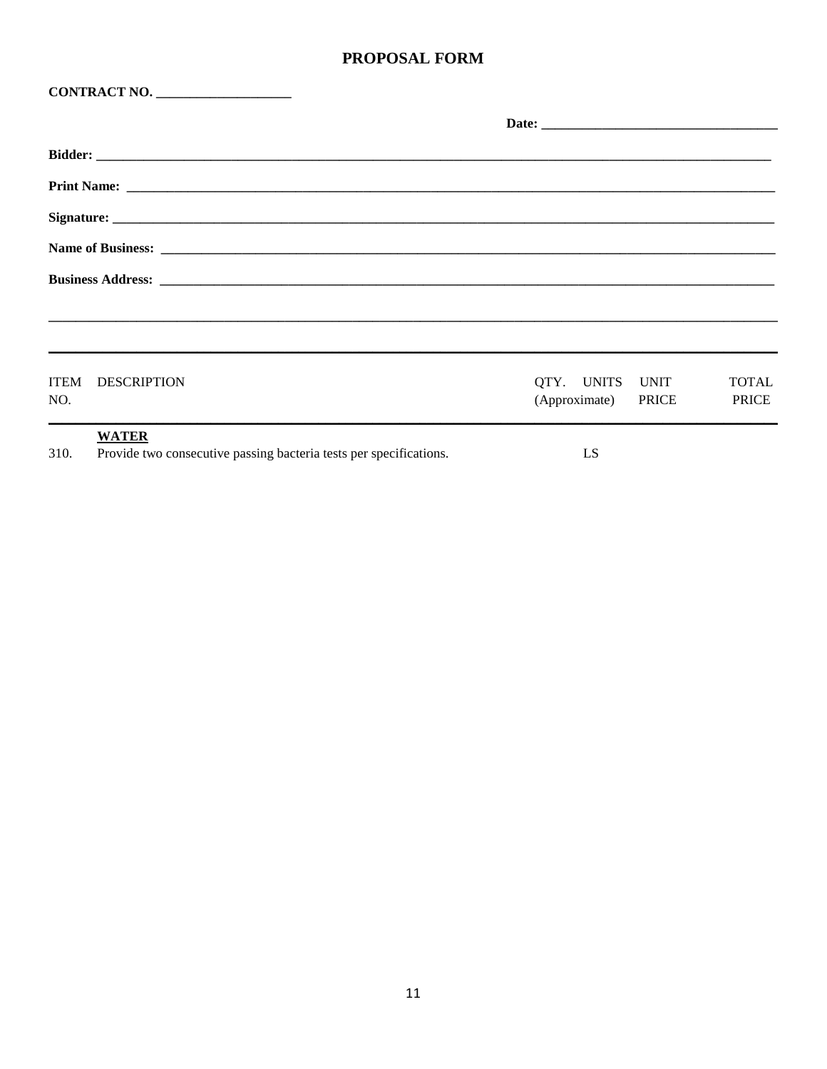## PROPOSAL FORM

**CONTRACT NO. ____________________**

**Date: ___________________________________**

**Bidder: ____________________________________________________________________________________________________________**

**Print Name: ________________________________________________________________________________________________________**

**Signature: _________________________________________________________________________________________________________**

**Name of Business: __________________________________________________________________________________________________**

**Business Address: __________________________________________________________________________________________________**

_____________________________________________________________________________________________________________________

| ITEM NO. | DESCRIPTION | QTY. (Approximate) | UNITS | UNIT PRICE | TOTAL PRICE |
|---|---|---|---|---|---|
| | **WATER** | | | | |
| 310. | Provide two consecutive passing bacteria tests per specifications. | | LS | | |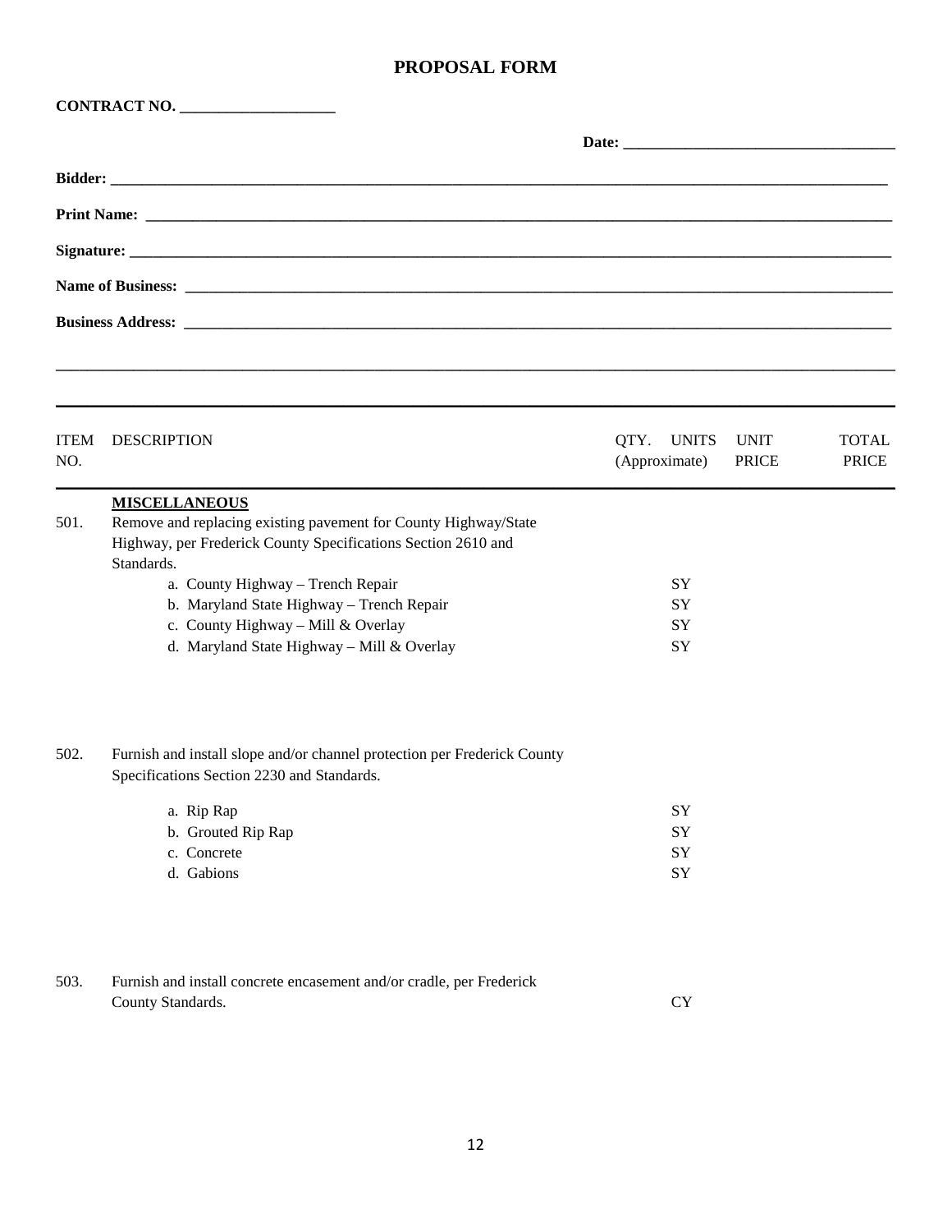# PROPOSAL FORM

**CONTRACT NO. ____________________**

**Date: ___________________________________**

**Bidder: ___________________________________________________________________________________________**

**Print Name: _______________________________________________________________________________________**

**Signature: ________________________________________________________________________________________**

**Name of Business: _________________________________________________________________________________**

**Business Address: _________________________________________________________________________________**

_____________________________________________________________________________________________________

| ITEM NO. | DESCRIPTION | QTY. UNITS (Approximate) | UNIT PRICE | TOTAL PRICE |
|---|---|---|---|---|
| | **MISCELLANEOUS** | | | |
| 501. | Remove and replacing existing pavement for County Highway/State Highway, per Frederick County Specifications Section 2610 and Standards. | | | |
| | a. County Highway – Trench Repair | SY | | |
| | b. Maryland State Highway – Trench Repair | SY | | |
| | c. County Highway – Mill & Overlay | SY | | |
| | d. Maryland State Highway – Mill & Overlay | SY | | |
| 502. | Furnish and install slope and/or channel protection per Frederick County Specifications Section 2230 and Standards. | | | |
| | a. Rip Rap | SY | | |
| | b. Grouted Rip Rap | SY | | |
| | c. Concrete | SY | | |
| | d. Gabions | SY | | |
| 503. | Furnish and install concrete encasement and/or cradle, per Frederick County Standards. | CY | | |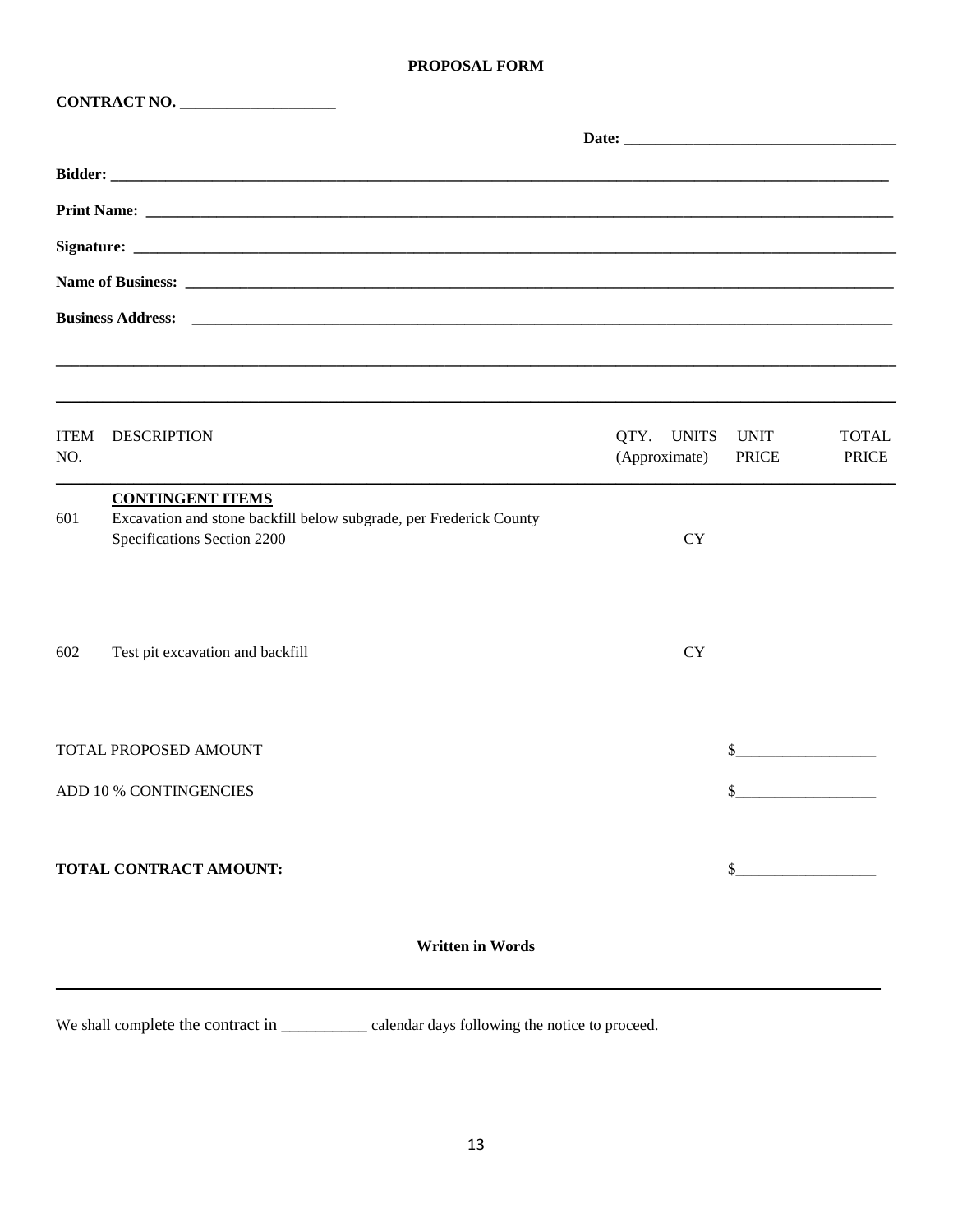**PROPOSAL FORM**

**CONTRACT NO. ____________________**

**Date: ___________________________________**

**Bidder: ________________________________________________________________________________________________**

**Print Name: ____________________________________________________________________________________________**

**Signature: _____________________________________________________________________________________________**

**Name of Business: ______________________________________________________________________________________**

**Business Address: ______________________________________________________________________________________**

_____________________________________________________________________________________________________________

| ITEM NO. | DESCRIPTION | QTY. UNITS (Approximate) | UNIT PRICE | TOTAL PRICE |
|---|---|---|---|---|
| | **CONTINGENT ITEMS** | | | |
| 601 | Excavation and stone backfill below subgrade, per Frederick County Specifications Section 2200 | CY | | |
| 602 | Test pit excavation and backfill | CY | | |

TOTAL PROPOSED AMOUNT $__________________

ADD 10 % CONTINGENCIES $__________________

**TOTAL CONTRACT AMOUNT:** $__________________

**Written in Words**

_____________________________________________________________________________________________________________

We shall complete the contract in ___________ calendar days following the notice to proceed.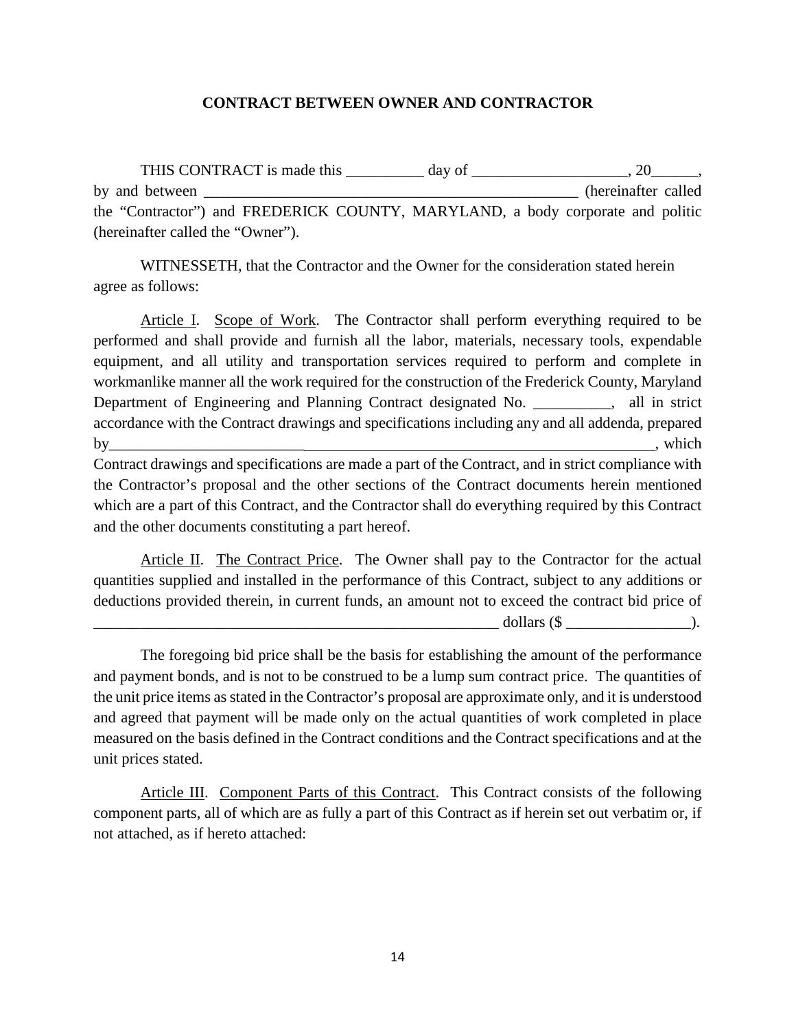**CONTRACT BETWEEN OWNER AND CONTRACTOR**

THIS CONTRACT is made this __________ day of ____________________, 20______, by and between __________________________________________________ (hereinafter called the "Contractor") and FREDERICK COUNTY, MARYLAND, a body corporate and politic (hereinafter called the "Owner").

WITNESSETH, that the Contractor and the Owner for the consideration stated herein agree as follows:

Article I. Scope of Work. The Contractor shall perform everything required to be performed and shall provide and furnish all the labor, materials, necessary tools, expendable equipment, and all utility and transportation services required to perform and complete in workmanlike manner all the work required for the construction of the Frederick County, Maryland Department of Engineering and Planning Contract designated No. __________, all in strict accordance with the Contract drawings and specifications including any and all addenda, prepared by_________________________________________________________________________, which Contract drawings and specifications are made a part of the Contract, and in strict compliance with the Contractor's proposal and the other sections of the Contract documents herein mentioned which are a part of this Contract, and the Contractor shall do everything required by this Contract and the other documents constituting a part hereof.

Article II. The Contract Price. The Owner shall pay to the Contractor for the actual quantities supplied and installed in the performance of this Contract, subject to any additions or deductions provided therein, in current funds, an amount not to exceed the contract bid price of ______________________________________________________ dollars ($ ________________).

The foregoing bid price shall be the basis for establishing the amount of the performance and payment bonds, and is not to be construed to be a lump sum contract price. The quantities of the unit price items as stated in the Contractor's proposal are approximate only, and it is understood and agreed that payment will be made only on the actual quantities of work completed in place measured on the basis defined in the Contract conditions and the Contract specifications and at the unit prices stated.

Article III. Component Parts of this Contract. This Contract consists of the following component parts, all of which are as fully a part of this Contract as if herein set out verbatim or, if not attached, as if hereto attached: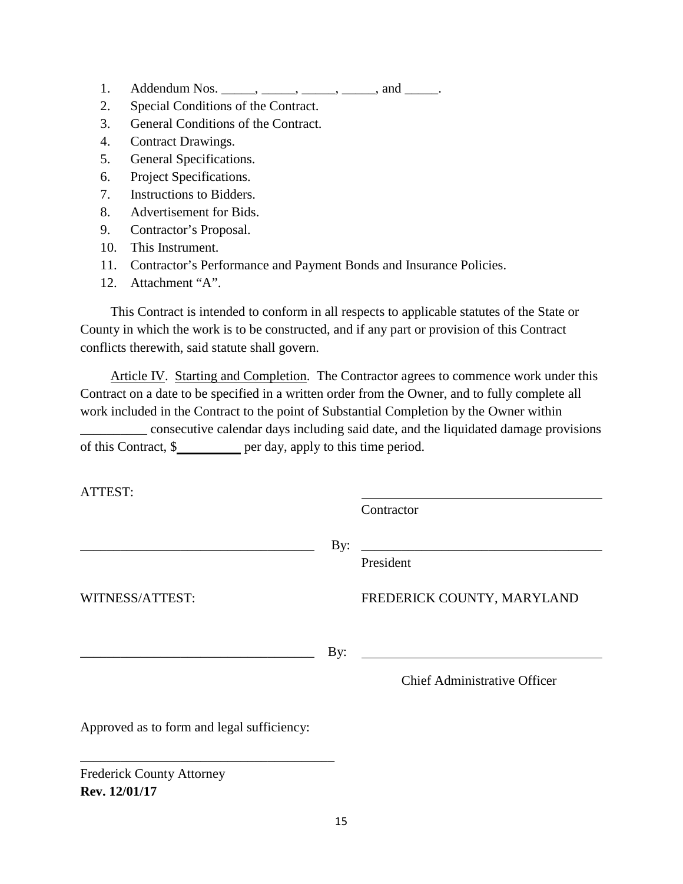1. Addendum Nos. _____, _____, _____, _____, and _____.
2. Special Conditions of the Contract.
3. General Conditions of the Contract.
4. Contract Drawings.
5. General Specifications.
6. Project Specifications.
7. Instructions to Bidders.
8. Advertisement for Bids.
9. Contractor's Proposal.
10. This Instrument.
11. Contractor's Performance and Payment Bonds and Insurance Policies.
12. Attachment "A".

This Contract is intended to conform in all respects to applicable statutes of the State or County in which the work is to be constructed, and if any part or provision of this Contract conflicts therewith, said statute shall govern.

Article IV. Starting and Completion. The Contractor agrees to commence work under this Contract on a date to be specified in a written order from the Owner, and to fully complete all work included in the Contract to the point of Substantial Completion by the Owner within __________ consecutive calendar days including said date, and the liquidated damage provisions of this Contract, $__________ per day, apply to this time period.

ATTEST: ____________________________________
Contractor

____________________________________ By: ____________________________________
President

WITNESS/ATTEST: FREDERICK COUNTY, MARYLAND

____________________________________ By: ____________________________________
Chief Administrative Officer

Approved as to form and legal sufficiency:

______________________________________
Frederick County Attorney
**Rev. 12/01/17**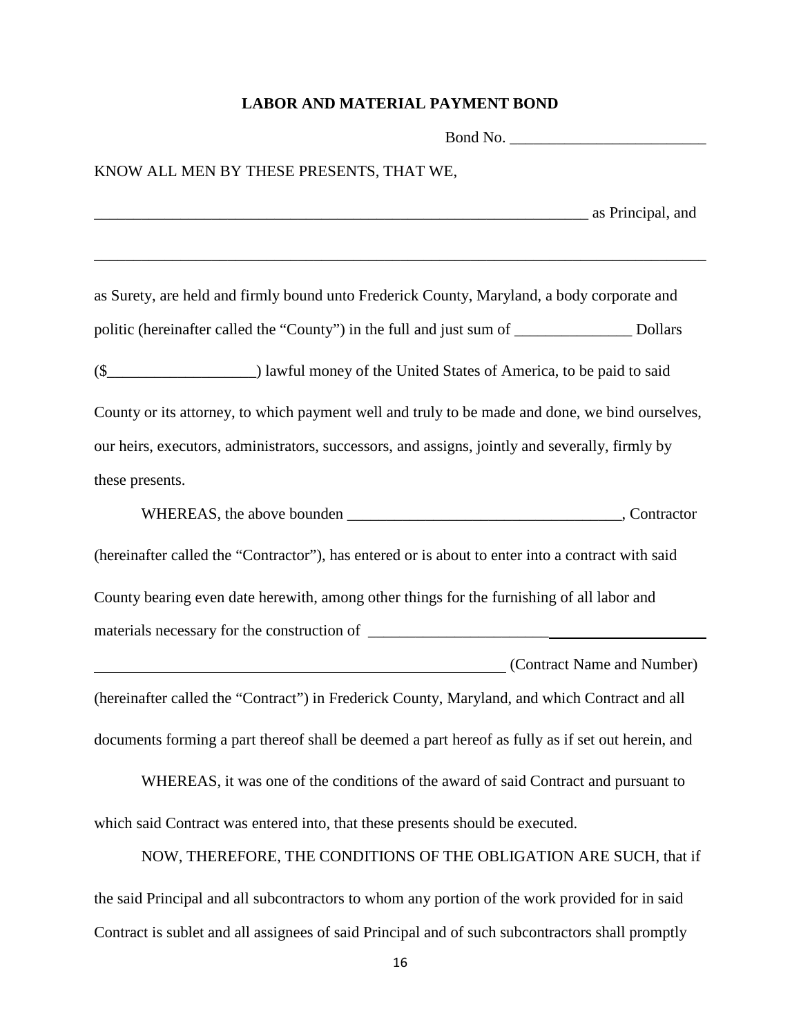# LABOR AND MATERIAL PAYMENT BOND

Bond No. _________________________

KNOW ALL MEN BY THESE PRESENTS, THAT WE,

_________________________________________________________________ as Principal, and

_________________________________________________________________________________

as Surety, are held and firmly bound unto Frederick County, Maryland, a body corporate and politic (hereinafter called the "County") in the full and just sum of _______________ Dollars ($___________________) lawful money of the United States of America, to be paid to said County or its attorney, to which payment well and truly to be made and done, we bind ourselves, our heirs, executors, administrators, successors, and assigns, jointly and severally, firmly by these presents.

WHEREAS, the above bounden ___________________________________, Contractor (hereinafter called the "Contractor"), has entered or is about to enter into a contract with said County bearing even date herewith, among other things for the furnishing of all labor and materials necessary for the construction of ___________________________________________

_______________________________________________________ (Contract Name and Number)

(hereinafter called the "Contract") in Frederick County, Maryland, and which Contract and all documents forming a part thereof shall be deemed a part hereof as fully as if set out herein, and

WHEREAS, it was one of the conditions of the award of said Contract and pursuant to which said Contract was entered into, that these presents should be executed.

NOW, THEREFORE, THE CONDITIONS OF THE OBLIGATION ARE SUCH, that if the said Principal and all subcontractors to whom any portion of the work provided for in said Contract is sublet and all assignees of said Principal and of such subcontractors shall promptly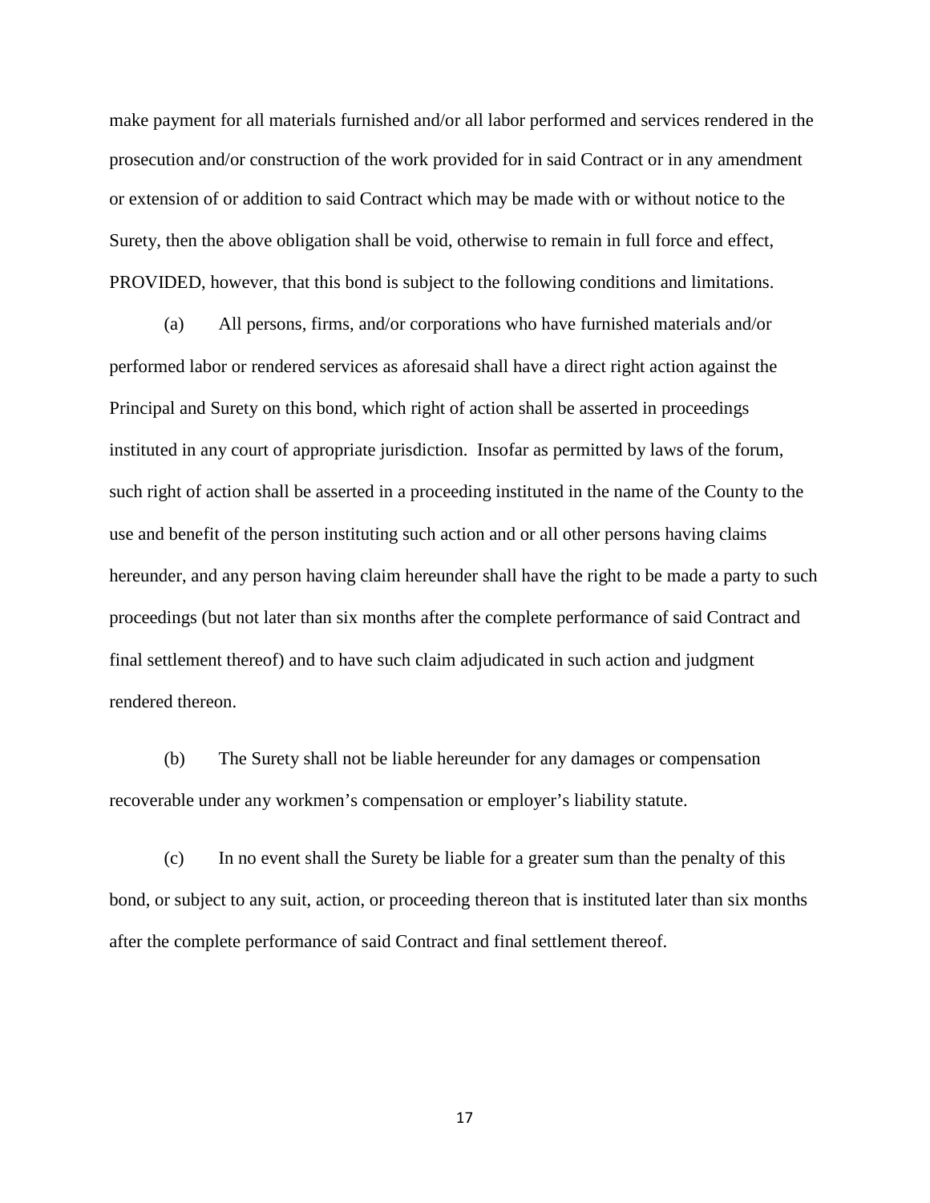make payment for all materials furnished and/or all labor performed and services rendered in the prosecution and/or construction of the work provided for in said Contract or in any amendment or extension of or addition to said Contract which may be made with or without notice to the Surety, then the above obligation shall be void, otherwise to remain in full force and effect, PROVIDED, however, that this bond is subject to the following conditions and limitations.

(a) All persons, firms, and/or corporations who have furnished materials and/or performed labor or rendered services as aforesaid shall have a direct right action against the Principal and Surety on this bond, which right of action shall be asserted in proceedings instituted in any court of appropriate jurisdiction. Insofar as permitted by laws of the forum, such right of action shall be asserted in a proceeding instituted in the name of the County to the use and benefit of the person instituting such action and or all other persons having claims hereunder, and any person having claim hereunder shall have the right to be made a party to such proceedings (but not later than six months after the complete performance of said Contract and final settlement thereof) and to have such claim adjudicated in such action and judgment rendered thereon.

(b) The Surety shall not be liable hereunder for any damages or compensation recoverable under any workmen's compensation or employer's liability statute.

(c) In no event shall the Surety be liable for a greater sum than the penalty of this bond, or subject to any suit, action, or proceeding thereon that is instituted later than six months after the complete performance of said Contract and final settlement thereof.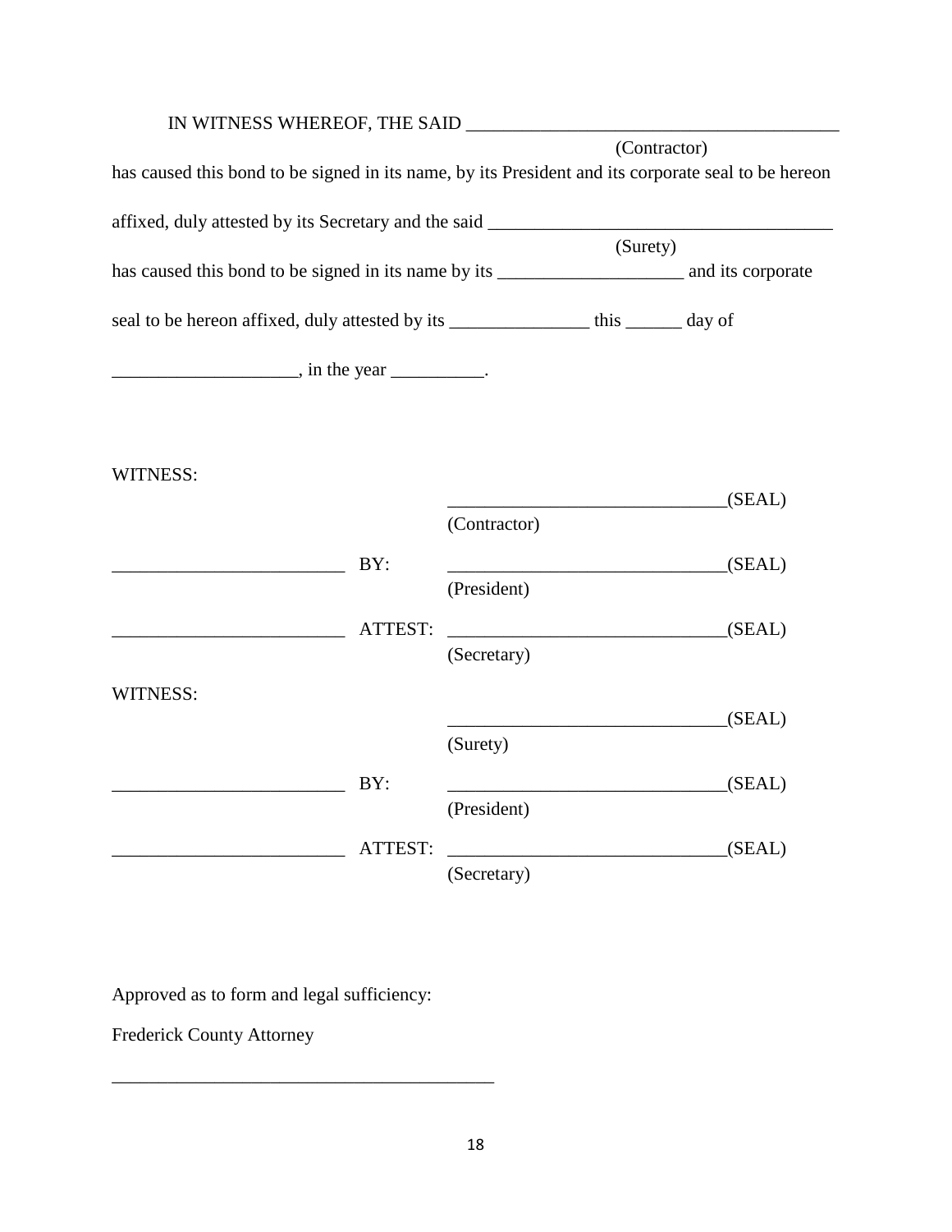IN WITNESS WHEREOF, THE SAID ________________________________________
(Contractor)
has caused this bond to be signed in its name, by its President and its corporate seal to be hereon affixed, duly attested by its Secretary and the said ____________________________________
(Surety)
has caused this bond to be signed in its name by its ____________________ and its corporate seal to be hereon affixed, duly attested by its _______________ this ______ day of ____________________, in the year __________.

WITNESS:

| | | |
|---|---|---|
| | | ______________________________(SEAL) (Contractor) |
| _________________________ | BY: | ______________________________(SEAL) (President) |
| _________________________ | ATTEST: | ______________________________(SEAL) (Secretary) |

WITNESS:

| | | |
|---|---|---|
| | | ______________________________(SEAL) (Surety) |
| _________________________ | BY: | ______________________________(SEAL) (President) |
| _________________________ | ATTEST: | ______________________________(SEAL) (Secretary) |

Approved as to form and legal sufficiency:

Frederick County Attorney

_________________________________________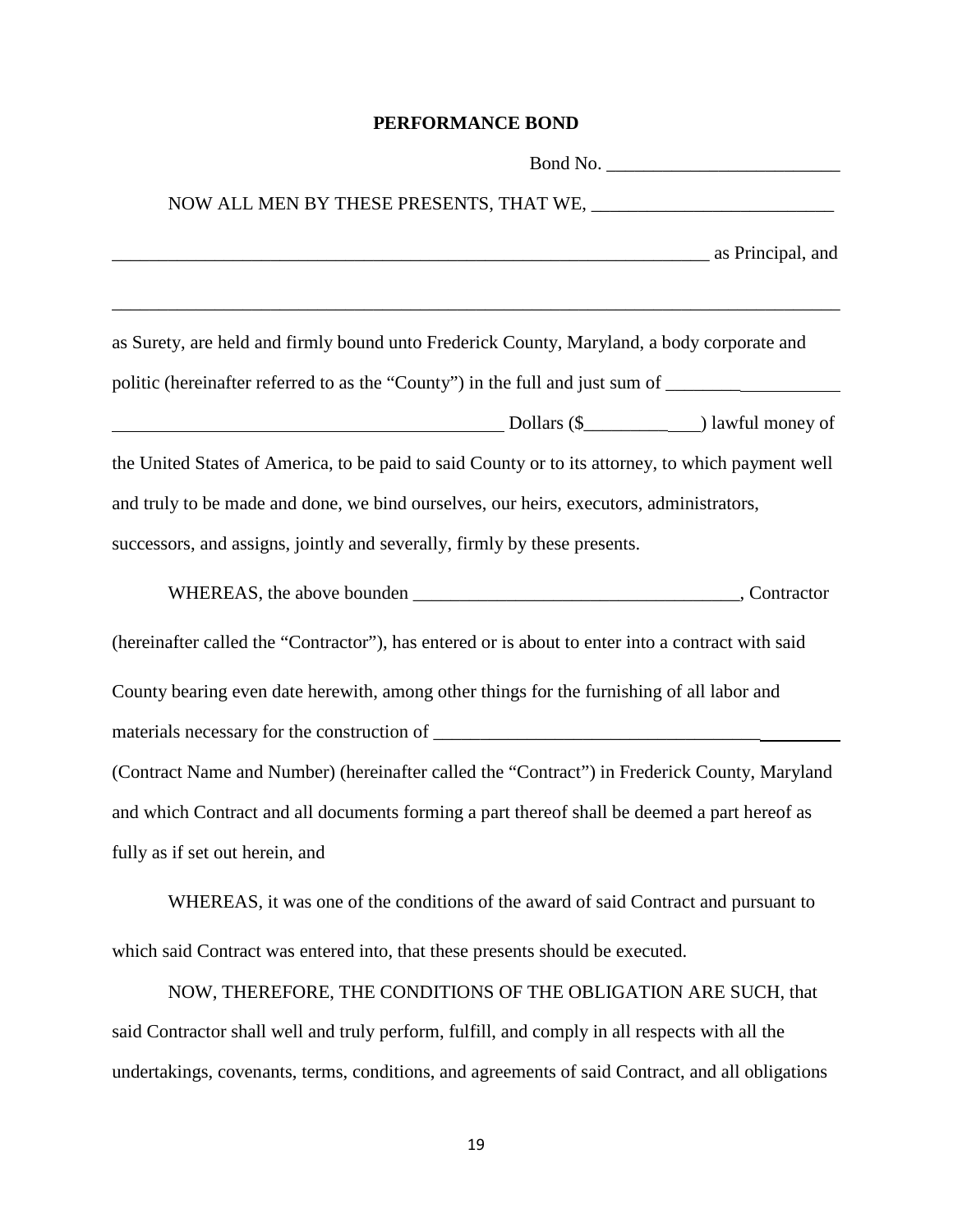# PERFORMANCE BOND

Bond No. _________________________

NOW ALL MEN BY THESE PRESENTS, THAT WE, __________________________

_________________________________________________________________ as Principal, and

_______________________________________________________________________________

as Surety, are held and firmly bound unto Frederick County, Maryland, a body corporate and politic (hereinafter referred to as the "County") in the full and just sum of ___________________

___________________________________________ Dollars ($_____________) lawful money of the United States of America, to be paid to said County or to its attorney, to which payment well and truly to be made and done, we bind ourselves, our heirs, executors, administrators, successors, and assigns, jointly and severally, firmly by these presents.

WHEREAS, the above bounden ___________________________________, Contractor (hereinafter called the "Contractor"), has entered or is about to enter into a contract with said County bearing even date herewith, among other things for the furnishing of all labor and materials necessary for the construction of ____________________________________________ (Contract Name and Number) (hereinafter called the "Contract") in Frederick County, Maryland and which Contract and all documents forming a part thereof shall be deemed a part hereof as fully as if set out herein, and

WHEREAS, it was one of the conditions of the award of said Contract and pursuant to which said Contract was entered into, that these presents should be executed.

NOW, THEREFORE, THE CONDITIONS OF THE OBLIGATION ARE SUCH, that said Contractor shall well and truly perform, fulfill, and comply in all respects with all the undertakings, covenants, terms, conditions, and agreements of said Contract, and all obligations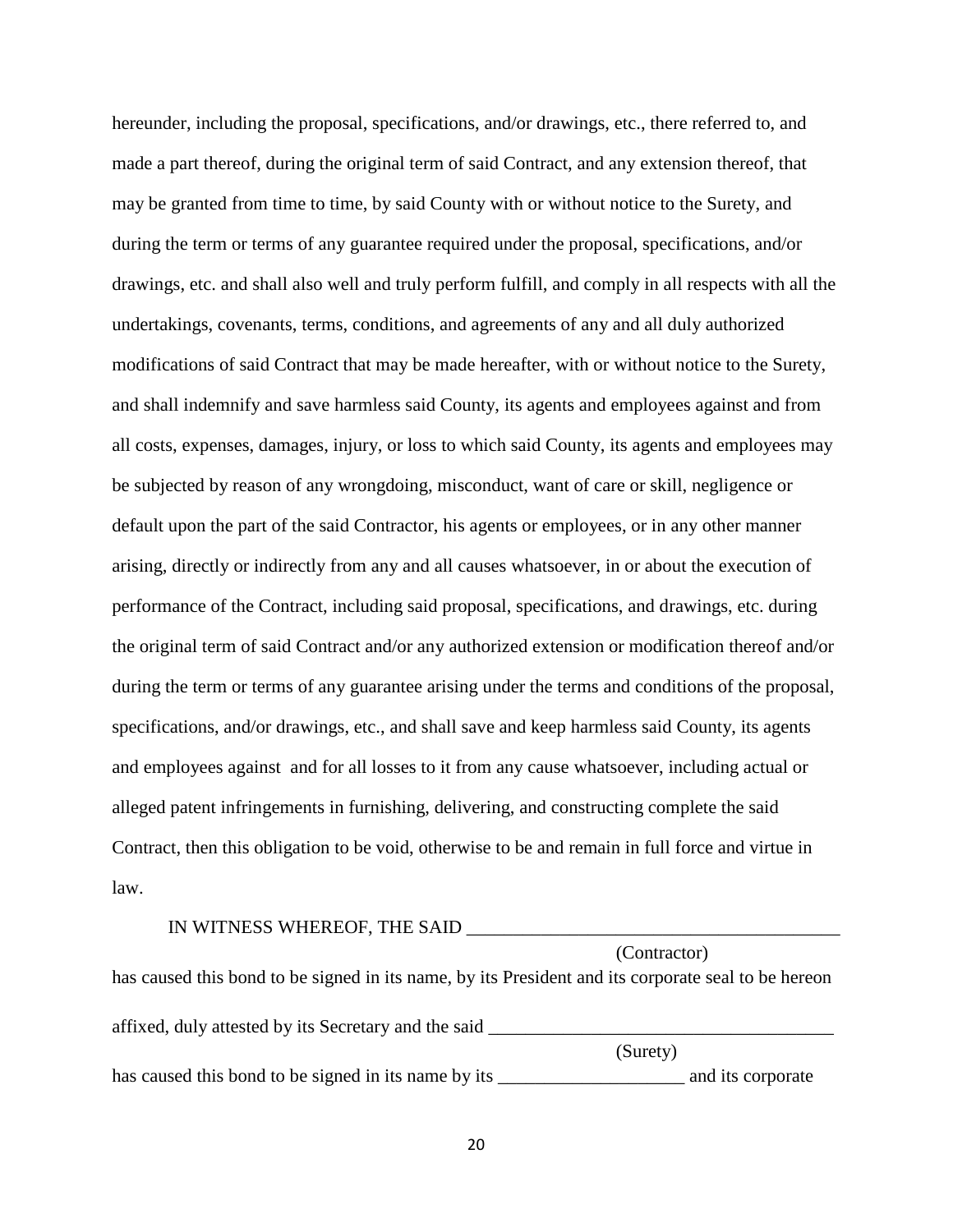hereunder, including the proposal, specifications, and/or drawings, etc., there referred to, and made a part thereof, during the original term of said Contract, and any extension thereof, that may be granted from time to time, by said County with or without notice to the Surety, and during the term or terms of any guarantee required under the proposal, specifications, and/or drawings, etc. and shall also well and truly perform fulfill, and comply in all respects with all the undertakings, covenants, terms, conditions, and agreements of any and all duly authorized modifications of said Contract that may be made hereafter, with or without notice to the Surety, and shall indemnify and save harmless said County, its agents and employees against and from all costs, expenses, damages, injury, or loss to which said County, its agents and employees may be subjected by reason of any wrongdoing, misconduct, want of care or skill, negligence or default upon the part of the said Contractor, his agents or employees, or in any other manner arising, directly or indirectly from any and all causes whatsoever, in or about the execution of performance of the Contract, including said proposal, specifications, and drawings, etc. during the original term of said Contract and/or any authorized extension or modification thereof and/or during the term or terms of any guarantee arising under the terms and conditions of the proposal, specifications, and/or drawings, etc., and shall save and keep harmless said County, its agents and employees against and for all losses to it from any cause whatsoever, including actual or alleged patent infringements in furnishing, delivering, and constructing complete the said Contract, then this obligation to be void, otherwise to be and remain in full force and virtue in law.

IN WITNESS WHEREOF, THE SAID __________________________________________
(Contractor)
has caused this bond to be signed in its name, by its President and its corporate seal to be hereon affixed, duly attested by its Secretary and the said ______________________________________
(Surety)
has caused this bond to be signed in its name by its ____________________ and its corporate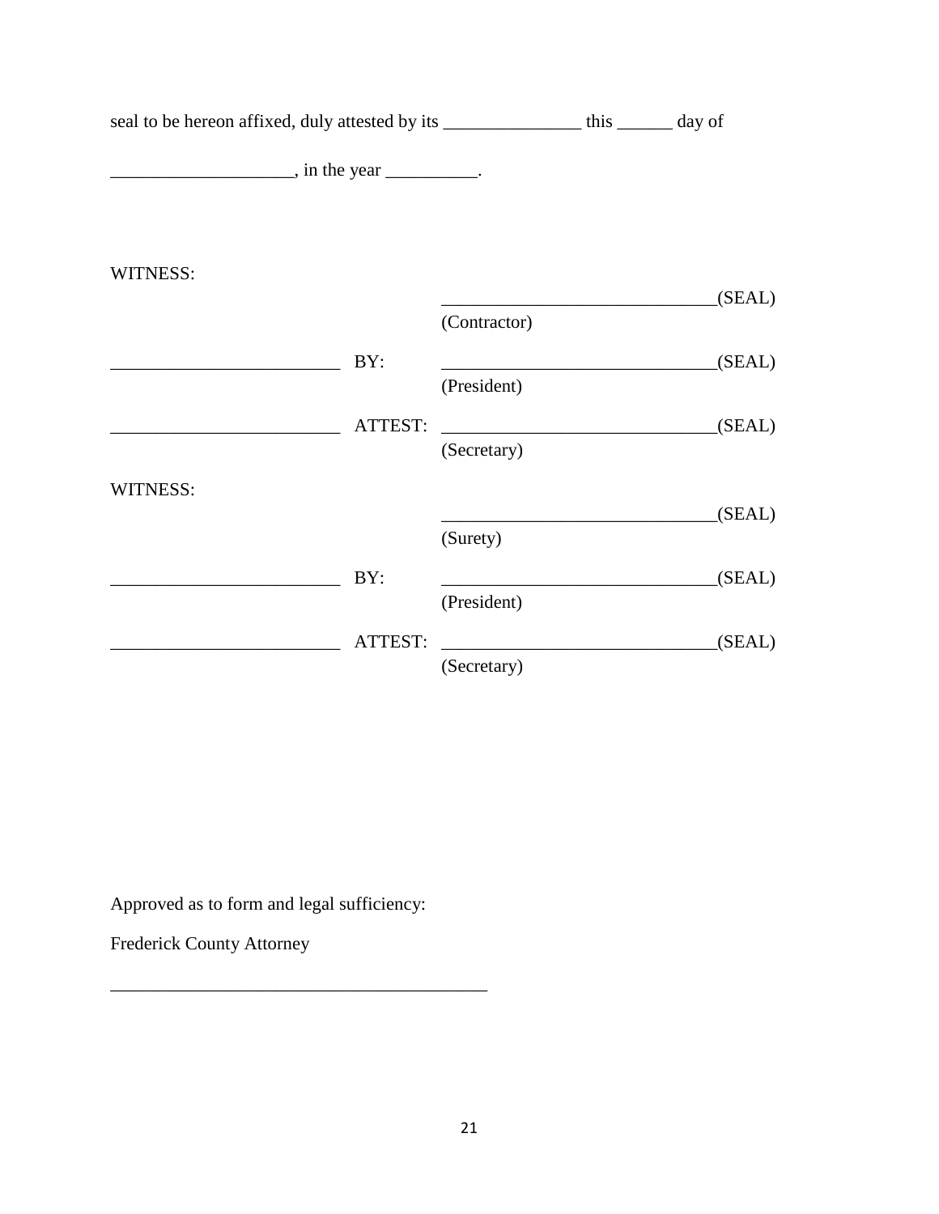seal to be hereon affixed, duly attested by its _______________ this ______ day of

____________________, in the year __________.

WITNESS:

| | | |
|---|---|---|
| | | ______________________________(SEAL)<br>(Contractor) |
| _________________________ | BY: | ______________________________(SEAL)<br>(President) |
| _________________________ | ATTEST: | ______________________________(SEAL)<br>(Secretary) |

WITNESS:

| | | |
|---|---|---|
| | | ______________________________(SEAL)<br>(Surety) |
| _________________________ | BY: | ______________________________(SEAL)<br>(President) |
| _________________________ | ATTEST: | ______________________________(SEAL)<br>(Secretary) |

Approved as to form and legal sufficiency:

Frederick County Attorney

__________________________________________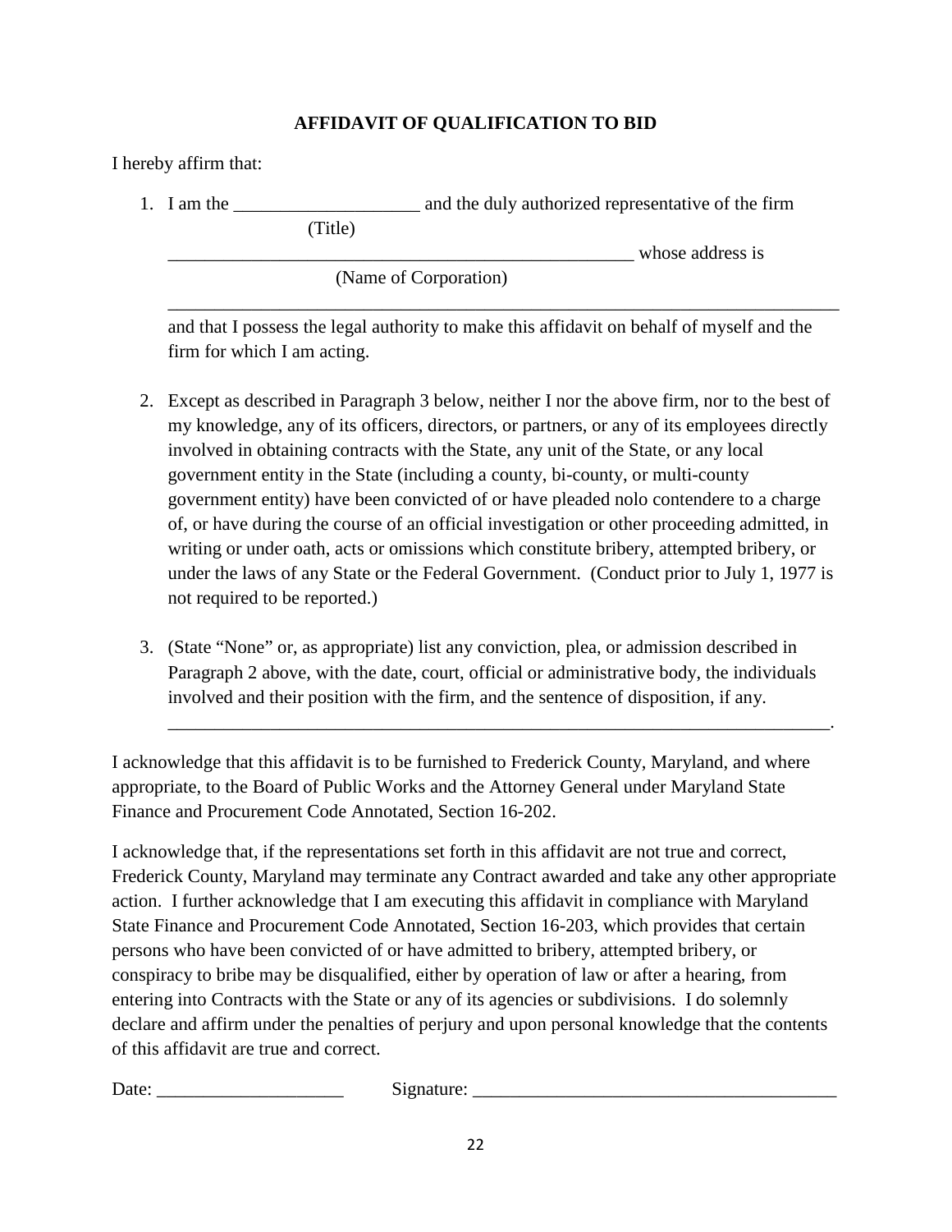**AFFIDAVIT OF QUALIFICATION TO BID**

I hereby affirm that:

1. I am the ____________________ and the duly authorized representative of the firm
   (Title)
   ____________________________________________________ whose address is
   (Name of Corporation)
   ___________________________________________________________________________
   and that I possess the legal authority to make this affidavit on behalf of myself and the firm for which I am acting.

2. Except as described in Paragraph 3 below, neither I nor the above firm, nor to the best of my knowledge, any of its officers, directors, or partners, or any of its employees directly involved in obtaining contracts with the State, any unit of the State, or any local government entity in the State (including a county, bi-county, or multi-county government entity) have been convicted of or have pleaded nolo contendere to a charge of, or have during the course of an official investigation or other proceeding admitted, in writing or under oath, acts or omissions which constitute bribery, attempted bribery, or under the laws of any State or the Federal Government. (Conduct prior to July 1, 1977 is not required to be reported.)

3. (State "None" or, as appropriate) list any conviction, plea, or admission described in Paragraph 2 above, with the date, court, official or administrative body, the individuals involved and their position with the firm, and the sentence of disposition, if any.
   ___________________________________________________________________________.

I acknowledge that this affidavit is to be furnished to Frederick County, Maryland, and where appropriate, to the Board of Public Works and the Attorney General under Maryland State Finance and Procurement Code Annotated, Section 16-202.

I acknowledge that, if the representations set forth in this affidavit are not true and correct, Frederick County, Maryland may terminate any Contract awarded and take any other appropriate action. I further acknowledge that I am executing this affidavit in compliance with Maryland State Finance and Procurement Code Annotated, Section 16-203, which provides that certain persons who have been convicted of or have admitted to bribery, attempted bribery, or conspiracy to bribe may be disqualified, either by operation of law or after a hearing, from entering into Contracts with the State or any of its agencies or subdivisions. I do solemnly declare and affirm under the penalties of perjury and upon personal knowledge that the contents of this affidavit are true and correct.

Date: ____________________ Signature: ________________________________________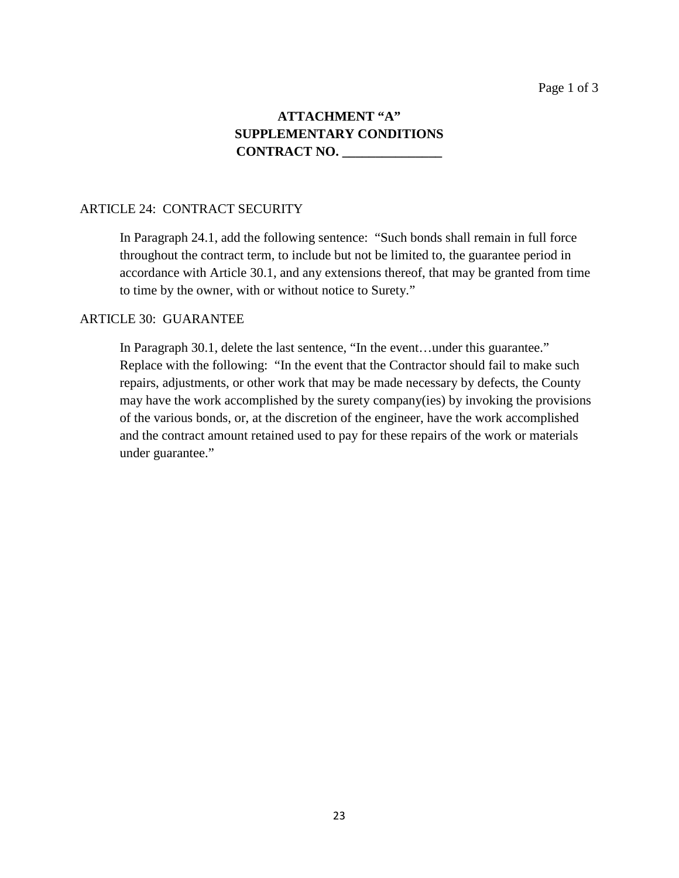# ATTACHMENT "A"
# SUPPLEMENTARY CONDITIONS
# CONTRACT NO. _______________

ARTICLE 24: CONTRACT SECURITY

In Paragraph 24.1, add the following sentence: "Such bonds shall remain in full force throughout the contract term, to include but not be limited to, the guarantee period in accordance with Article 30.1, and any extensions thereof, that may be granted from time to time by the owner, with or without notice to Surety."

ARTICLE 30: GUARANTEE

In Paragraph 30.1, delete the last sentence, "In the event…under this guarantee." Replace with the following: "In the event that the Contractor should fail to make such repairs, adjustments, or other work that may be made necessary by defects, the County may have the work accomplished by the surety company(ies) by invoking the provisions of the various bonds, or, at the discretion of the engineer, have the work accomplished and the contract amount retained used to pay for these repairs of the work or materials under guarantee."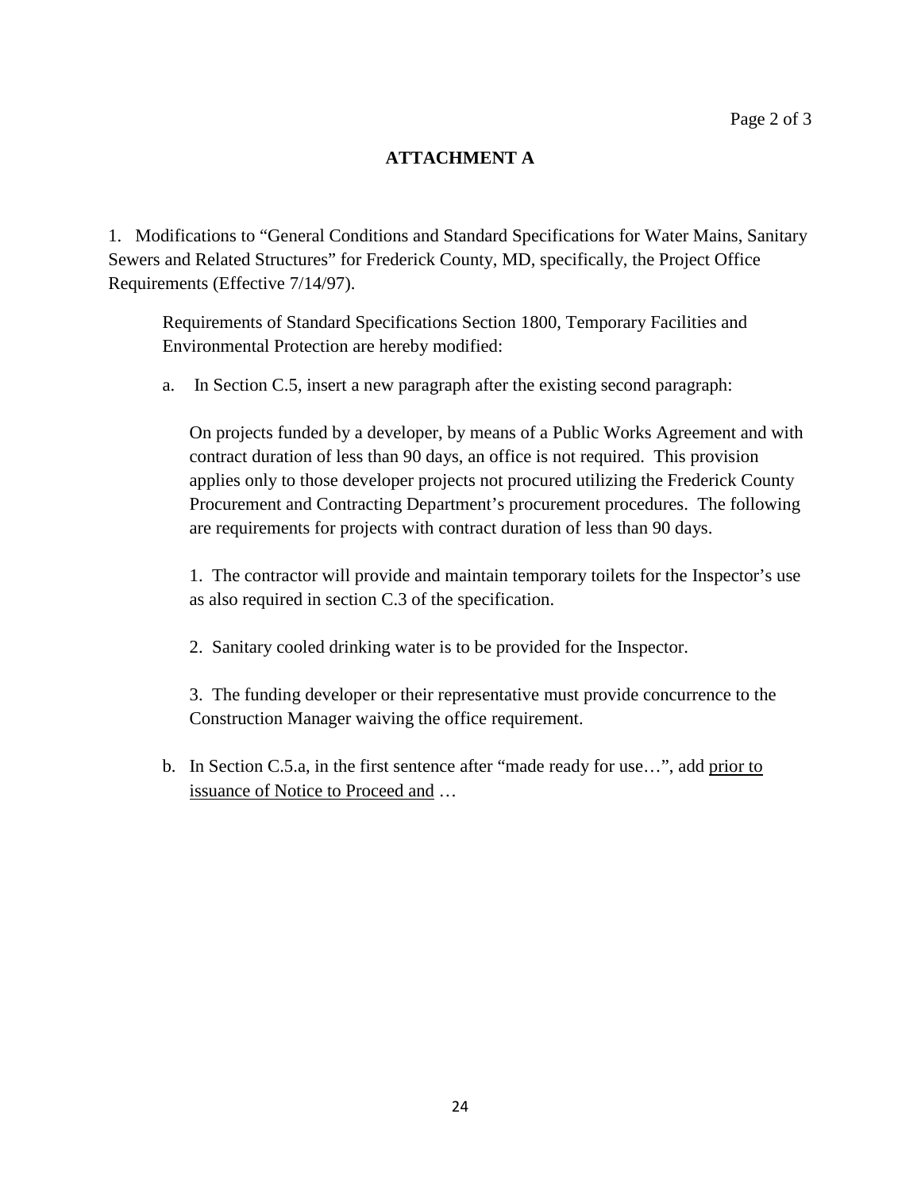## ATTACHMENT A

1. Modifications to "General Conditions and Standard Specifications for Water Mains, Sanitary Sewers and Related Structures" for Frederick County, MD, specifically, the Project Office Requirements (Effective 7/14/97).

Requirements of Standard Specifications Section 1800, Temporary Facilities and Environmental Protection are hereby modified:

a. In Section C.5, insert a new paragraph after the existing second paragraph:

On projects funded by a developer, by means of a Public Works Agreement and with contract duration of less than 90 days, an office is not required. This provision applies only to those developer projects not procured utilizing the Frederick County Procurement and Contracting Department's procurement procedures. The following are requirements for projects with contract duration of less than 90 days.

1. The contractor will provide and maintain temporary toilets for the Inspector's use as also required in section C.3 of the specification.

2. Sanitary cooled drinking water is to be provided for the Inspector.

3. The funding developer or their representative must provide concurrence to the Construction Manager waiving the office requirement.

b. In Section C.5.a, in the first sentence after "made ready for use…", add <u>prior to issuance of Notice to Proceed and</u> …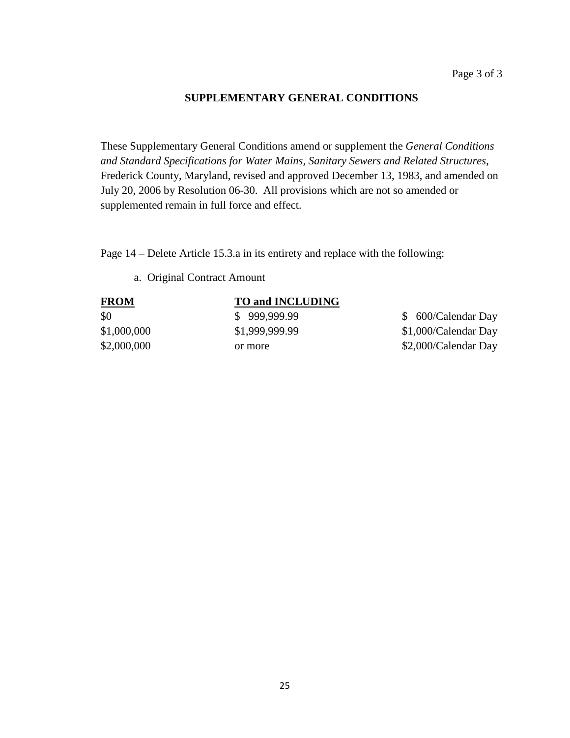## SUPPLEMENTARY GENERAL CONDITIONS

These Supplementary General Conditions amend or supplement the *General Conditions and Standard Specifications for Water Mains, Sanitary Sewers and Related Structures*, Frederick County, Maryland, revised and approved December 13, 1983, and amended on July 20, 2006 by Resolution 06-30. All provisions which are not so amended or supplemented remain in full force and effect.

Page 14 – Delete Article 15.3.a in its entirety and replace with the following:

a. Original Contract Amount

| FROM | TO and INCLUDING | |
|---|---|---|
| $0 | $ 999,999.99 | $ 600/Calendar Day |
| $1,000,000 | $1,999,999.99 | $1,000/Calendar Day |
| $2,000,000 | or more | $2,000/Calendar Day |